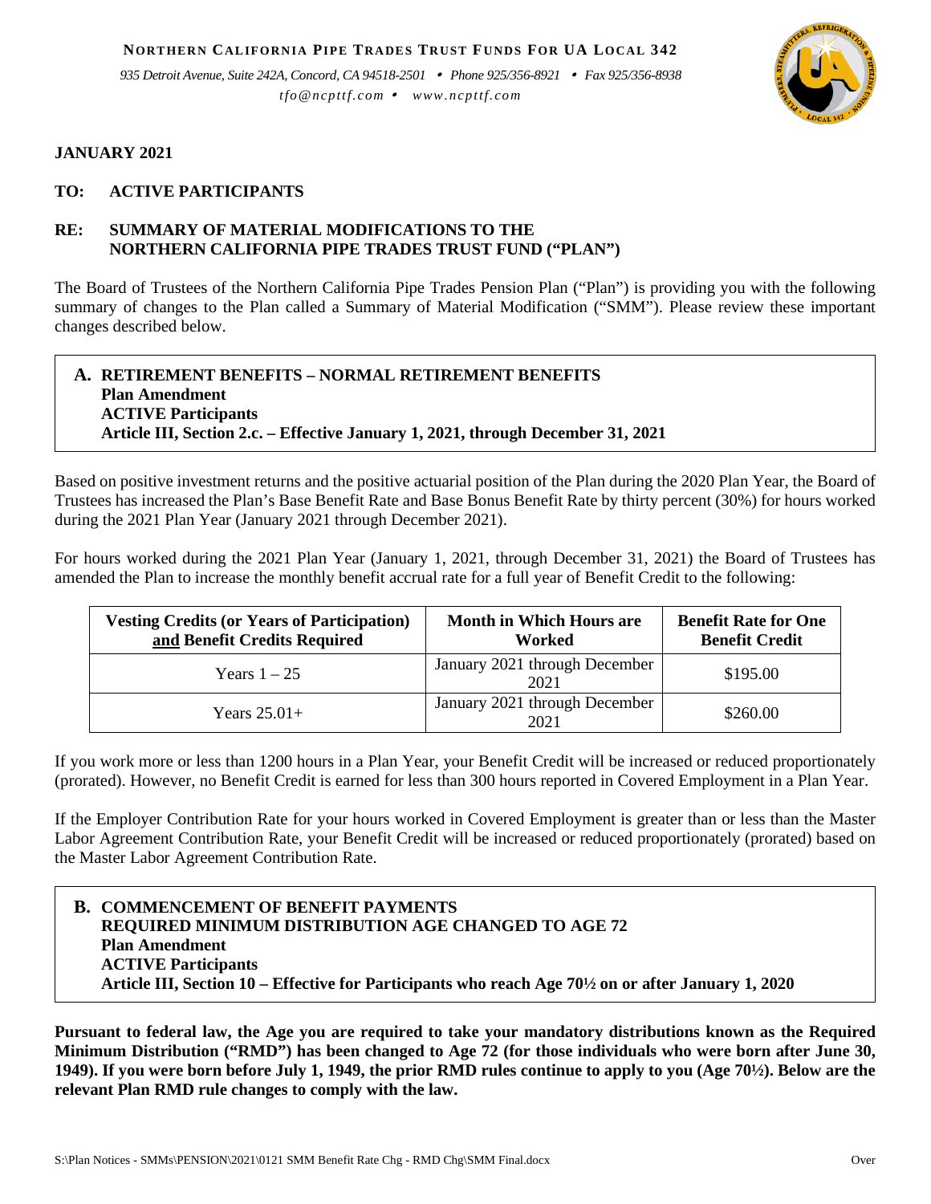**NORTHERN CALIFORNIA PIPE TRADES TRUST FUNDS FOR UA LOCAL 342**

*935 Detroit Avenue, Suite 242A, Concord, CA 94518-2501 • Phone 925/356-8921 • Fax 925/356-8938*

*tfo@ncpttf.com • www.ncpttf.com*

**JANUARY 2021**

**TO: ACTIVE PARTICIPANTS**

**RE: SUMMARY OF MATERIAL MODIFICATIONS TO THE NORTHERN CALIFORNIA PIPE TRADES TRUST FUND ("PLAN")**

The Board of Trustees of the Northern California Pipe Trades Pension Plan ("Plan") is providing you with the following summary of changes to the Plan called a Summary of Material Modification ("SMM"). Please review these important changes described below.

**A. RETIREMENT BENEFITS – NORMAL RETIREMENT BENEFITS**
**Plan Amendment**
**ACTIVE Participants**
**Article III, Section 2.c. – Effective January 1, 2021, through December 31, 2021**

Based on positive investment returns and the positive actuarial position of the Plan during the 2020 Plan Year, the Board of Trustees has increased the Plan's Base Benefit Rate and Base Bonus Benefit Rate by thirty percent (30%) for hours worked during the 2021 Plan Year (January 2021 through December 2021).

For hours worked during the 2021 Plan Year (January 1, 2021, through December 31, 2021) the Board of Trustees has amended the Plan to increase the monthly benefit accrual rate for a full year of Benefit Credit to the following:

| Vesting Credits (or Years of Participation) and Benefit Credits Required | Month in Which Hours are Worked | Benefit Rate for One Benefit Credit |
|---|---|---|
| Years 1 – 25 | January 2021 through December 2021 | $195.00 |
| Years 25.01+ | January 2021 through December 2021 | $260.00 |

If you work more or less than 1200 hours in a Plan Year, your Benefit Credit will be increased or reduced proportionately (prorated). However, no Benefit Credit is earned for less than 300 hours reported in Covered Employment in a Plan Year.

If the Employer Contribution Rate for your hours worked in Covered Employment is greater than or less than the Master Labor Agreement Contribution Rate, your Benefit Credit will be increased or reduced proportionately (prorated) based on the Master Labor Agreement Contribution Rate.

**B. COMMENCEMENT OF BENEFIT PAYMENTS**
**REQUIRED MINIMUM DISTRIBUTION AGE CHANGED TO AGE 72**
**Plan Amendment**
**ACTIVE Participants**
**Article III, Section 10 – Effective for Participants who reach Age 70½ on or after January 1, 2020**

**Pursuant to federal law, the Age you are required to take your mandatory distributions known as the Required Minimum Distribution ("RMD") has been changed to Age 72 (for those individuals who were born after June 30, 1949). If you were born before July 1, 1949, the prior RMD rules continue to apply to you (Age 70½). Below are the relevant Plan RMD rule changes to comply with the law.**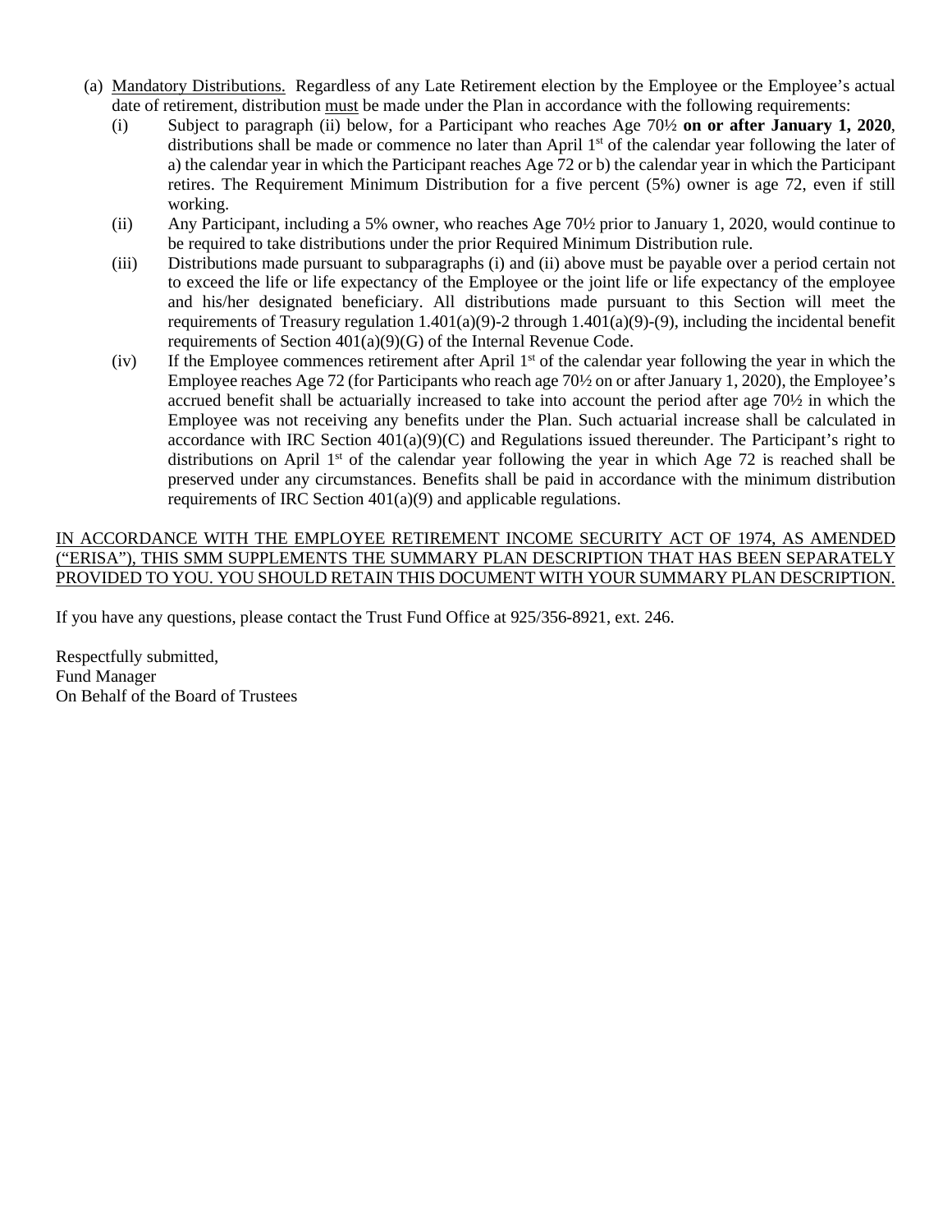(a) Mandatory Distributions. Regardless of any Late Retirement election by the Employee or the Employee's actual date of retirement, distribution must be made under the Plan in accordance with the following requirements:

(i) Subject to paragraph (ii) below, for a Participant who reaches Age 70½ **on or after January 1, 2020**, distributions shall be made or commence no later than April 1st of the calendar year following the later of a) the calendar year in which the Participant reaches Age 72 or b) the calendar year in which the Participant retires. The Requirement Minimum Distribution for a five percent (5%) owner is age 72, even if still working.

(ii) Any Participant, including a 5% owner, who reaches Age 70½ prior to January 1, 2020, would continue to be required to take distributions under the prior Required Minimum Distribution rule.

(iii) Distributions made pursuant to subparagraphs (i) and (ii) above must be payable over a period certain not to exceed the life or life expectancy of the Employee or the joint life or life expectancy of the employee and his/her designated beneficiary. All distributions made pursuant to this Section will meet the requirements of Treasury regulation 1.401(a)(9)-2 through 1.401(a)(9)-(9), including the incidental benefit requirements of Section 401(a)(9)(G) of the Internal Revenue Code.

(iv) If the Employee commences retirement after April 1st of the calendar year following the year in which the Employee reaches Age 72 (for Participants who reach age 70½ on or after January 1, 2020), the Employee's accrued benefit shall be actuarially increased to take into account the period after age 70½ in which the Employee was not receiving any benefits under the Plan. Such actuarial increase shall be calculated in accordance with IRC Section 401(a)(9)(C) and Regulations issued thereunder. The Participant's right to distributions on April 1st of the calendar year following the year in which Age 72 is reached shall be preserved under any circumstances. Benefits shall be paid in accordance with the minimum distribution requirements of IRC Section 401(a)(9) and applicable regulations.

IN ACCORDANCE WITH THE EMPLOYEE RETIREMENT INCOME SECURITY ACT OF 1974, AS AMENDED ("ERISA"), THIS SMM SUPPLEMENTS THE SUMMARY PLAN DESCRIPTION THAT HAS BEEN SEPARATELY PROVIDED TO YOU. YOU SHOULD RETAIN THIS DOCUMENT WITH YOUR SUMMARY PLAN DESCRIPTION.

If you have any questions, please contact the Trust Fund Office at 925/356-8921, ext. 246.

Respectfully submitted,
Fund Manager
On Behalf of the Board of Trustees